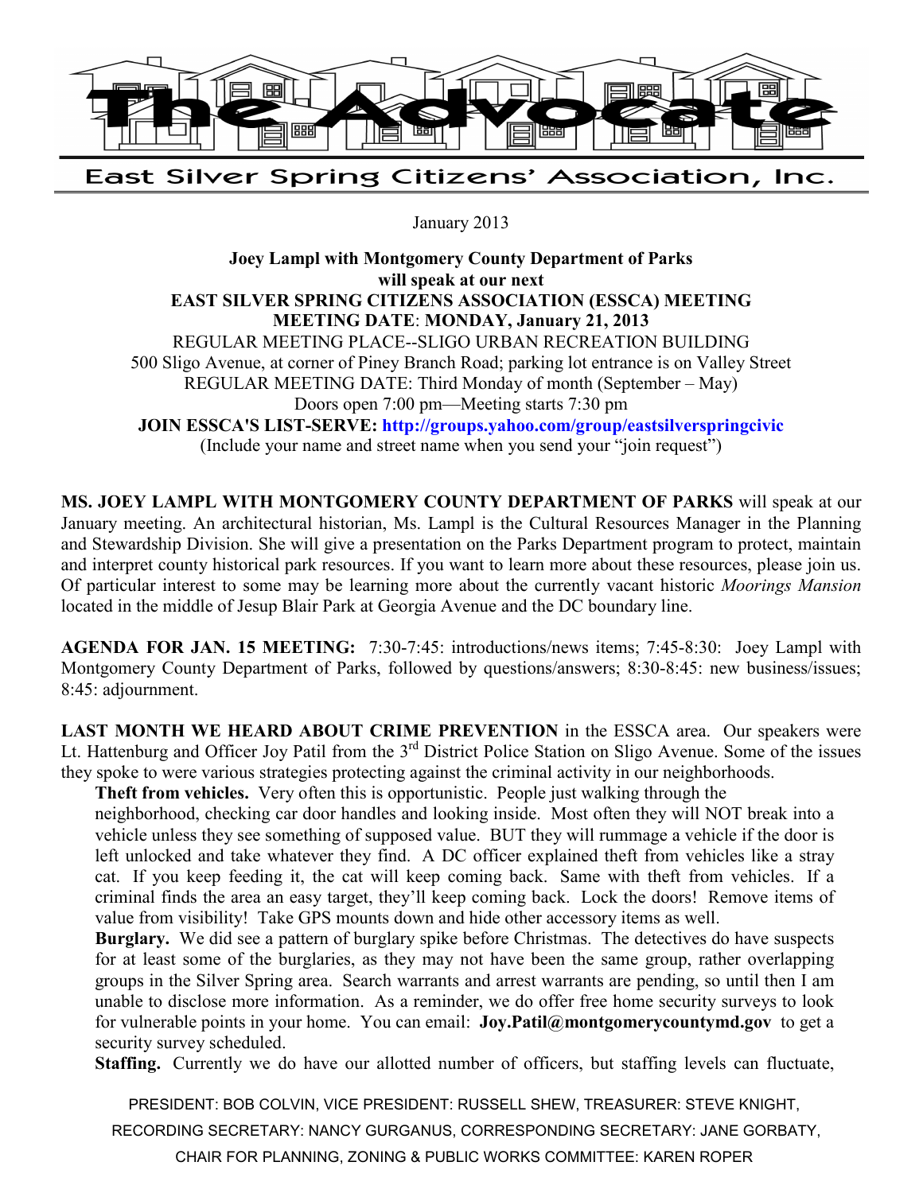# The Advocate

## East Silver Spring Citizens' Association, Inc.

January 2013

**Joey Lampl with Montgomery County Department of Parks**
**will speak at our next**
**EAST SILVER SPRING CITIZENS ASSOCIATION (ESSCA) MEETING**
**MEETING DATE**: **MONDAY, January 21, 2013**
REGULAR MEETING PLACE--SLIGO URBAN RECREATION BUILDING
500 Sligo Avenue, at corner of Piney Branch Road; parking lot entrance is on Valley Street
REGULAR MEETING DATE: Third Monday of month (September – May)
Doors open 7:00 pm—Meeting starts 7:30 pm
**JOIN ESSCA'S LIST-SERVE: http://groups.yahoo.com/group/eastsilverspringcivic**
(Include your name and street name when you send your "join request")

**MS. JOEY LAMPL WITH MONTGOMERY COUNTY DEPARTMENT OF PARKS** will speak at our January meeting. An architectural historian, Ms. Lampl is the Cultural Resources Manager in the Planning and Stewardship Division. She will give a presentation on the Parks Department program to protect, maintain and interpret county historical park resources. If you want to learn more about these resources, please join us. Of particular interest to some may be learning more about the currently vacant historic *Moorings Mansion* located in the middle of Jesup Blair Park at Georgia Avenue and the DC boundary line.

**AGENDA FOR JAN. 15 MEETING:** 7:30-7:45: introductions/news items; 7:45-8:30: Joey Lampl with Montgomery County Department of Parks, followed by questions/answers; 8:30-8:45: new business/issues; 8:45: adjournment.

**LAST MONTH WE HEARD ABOUT CRIME PREVENTION** in the ESSCA area. Our speakers were Lt. Hattenburg and Officer Joy Patil from the 3rd District Police Station on Sligo Avenue. Some of the issues they spoke to were various strategies protecting against the criminal activity in our neighborhoods.

**Theft from vehicles.** Very often this is opportunistic. People just walking through the neighborhood, checking car door handles and looking inside. Most often they will NOT break into a vehicle unless they see something of supposed value. BUT they will rummage a vehicle if the door is left unlocked and take whatever they find. A DC officer explained theft from vehicles like a stray cat. If you keep feeding it, the cat will keep coming back. Same with theft from vehicles. If a criminal finds the area an easy target, they'll keep coming back. Lock the doors! Remove items of value from visibility! Take GPS mounts down and hide other accessory items as well.

**Burglary.** We did see a pattern of burglary spike before Christmas. The detectives do have suspects for at least some of the burglaries, as they may not have been the same group, rather overlapping groups in the Silver Spring area. Search warrants and arrest warrants are pending, so until then I am unable to disclose more information. As a reminder, we do offer free home security surveys to look for vulnerable points in your home. You can email: **Joy.Patil@montgomerycountymd.gov** to get a security survey scheduled.

**Staffing.** Currently we do have our allotted number of officers, but staffing levels can fluctuate,

PRESIDENT: BOB COLVIN, VICE PRESIDENT: RUSSELL SHEW, TREASURER: STEVE KNIGHT, RECORDING SECRETARY: NANCY GURGANUS, CORRESPONDING SECRETARY: JANE GORBATY, CHAIR FOR PLANNING, ZONING & PUBLIC WORKS COMMITTEE: KAREN ROPER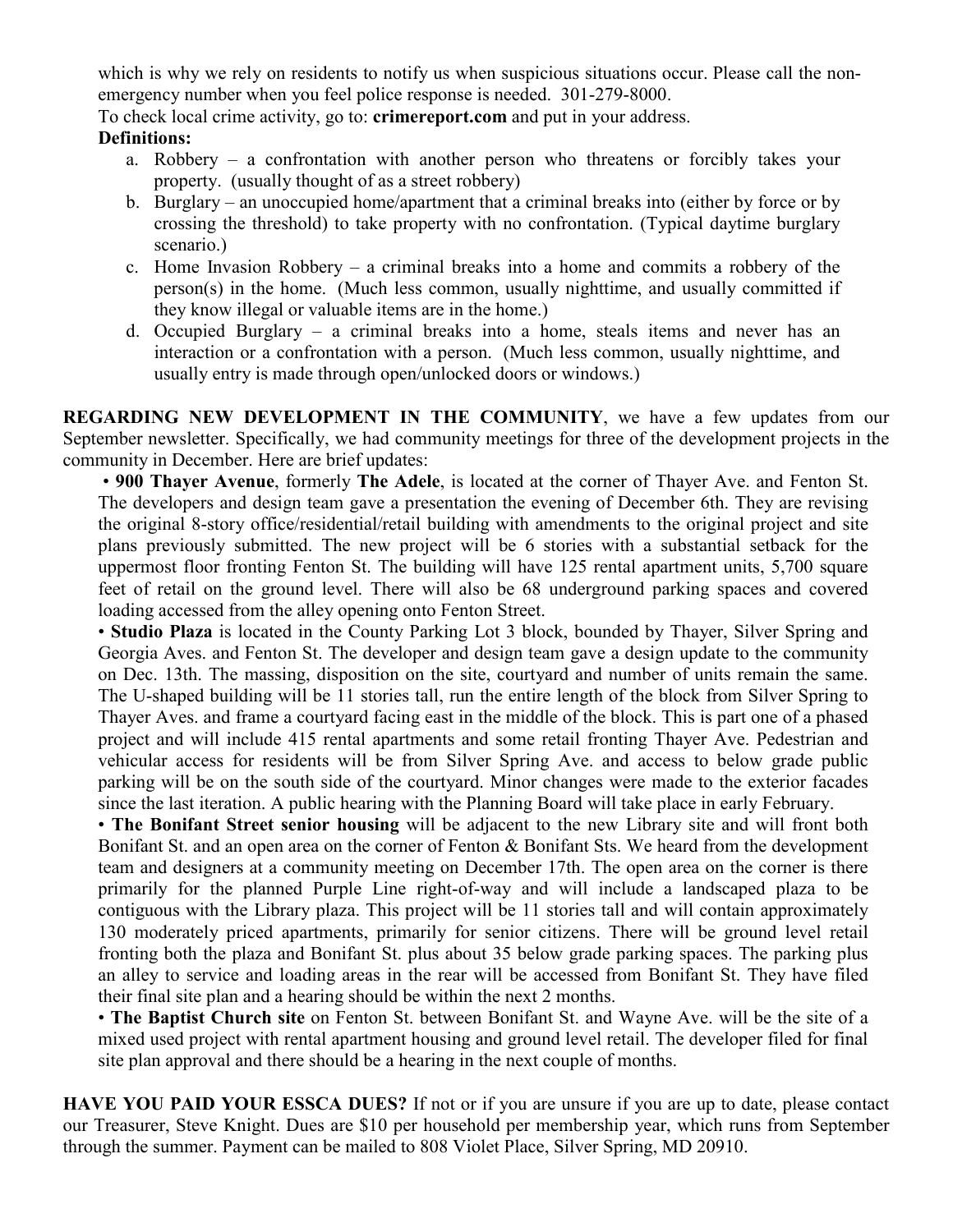which is why we rely on residents to notify us when suspicious situations occur. Please call the non-emergency number when you feel police response is needed. 301-279-8000.

To check local crime activity, go to: **crimereport.com** and put in your address.

**Definitions:**

a. Robbery – a confrontation with another person who threatens or forcibly takes your property. (usually thought of as a street robbery)
b. Burglary – an unoccupied home/apartment that a criminal breaks into (either by force or by crossing the threshold) to take property with no confrontation. (Typical daytime burglary scenario.)
c. Home Invasion Robbery – a criminal breaks into a home and commits a robbery of the person(s) in the home. (Much less common, usually nighttime, and usually committed if they know illegal or valuable items are in the home.)
d. Occupied Burglary – a criminal breaks into a home, steals items and never has an interaction or a confrontation with a person. (Much less common, usually nighttime, and usually entry is made through open/unlocked doors or windows.)

**REGARDING NEW DEVELOPMENT IN THE COMMUNITY**, we have a few updates from our September newsletter. Specifically, we had community meetings for three of the development projects in the community in December. Here are brief updates:

- **900 Thayer Avenue**, formerly **The Adele**, is located at the corner of Thayer Ave. and Fenton St. The developers and design team gave a presentation the evening of December 6th. They are revising the original 8-story office/residential/retail building with amendments to the original project and site plans previously submitted. The new project will be 6 stories with a substantial setback for the uppermost floor fronting Fenton St. The building will have 125 rental apartment units, 5,700 square feet of retail on the ground level. There will also be 68 underground parking spaces and covered loading accessed from the alley opening onto Fenton Street.
- **Studio Plaza** is located in the County Parking Lot 3 block, bounded by Thayer, Silver Spring and Georgia Aves. and Fenton St. The developer and design team gave a design update to the community on Dec. 13th. The massing, disposition on the site, courtyard and number of units remain the same. The U-shaped building will be 11 stories tall, run the entire length of the block from Silver Spring to Thayer Aves. and frame a courtyard facing east in the middle of the block. This is part one of a phased project and will include 415 rental apartments and some retail fronting Thayer Ave. Pedestrian and vehicular access for residents will be from Silver Spring Ave. and access to below grade public parking will be on the south side of the courtyard. Minor changes were made to the exterior facades since the last iteration. A public hearing with the Planning Board will take place in early February.
- **The Bonifant Street senior housing** will be adjacent to the new Library site and will front both Bonifant St. and an open area on the corner of Fenton & Bonifant Sts. We heard from the development team and designers at a community meeting on December 17th. The open area on the corner is there primarily for the planned Purple Line right-of-way and will include a landscaped plaza to be contiguous with the Library plaza. This project will be 11 stories tall and will contain approximately 130 moderately priced apartments, primarily for senior citizens. There will be ground level retail fronting both the plaza and Bonifant St. plus about 35 below grade parking spaces. The parking plus an alley to service and loading areas in the rear will be accessed from Bonifant St. They have filed their final site plan and a hearing should be within the next 2 months.
- **The Baptist Church site** on Fenton St. between Bonifant St. and Wayne Ave. will be the site of a mixed used project with rental apartment housing and ground level retail. The developer filed for final site plan approval and there should be a hearing in the next couple of months.

**HAVE YOU PAID YOUR ESSCA DUES?** If not or if you are unsure if you are up to date, please contact our Treasurer, Steve Knight. Dues are $10 per household per membership year, which runs from September through the summer. Payment can be mailed to 808 Violet Place, Silver Spring, MD 20910.